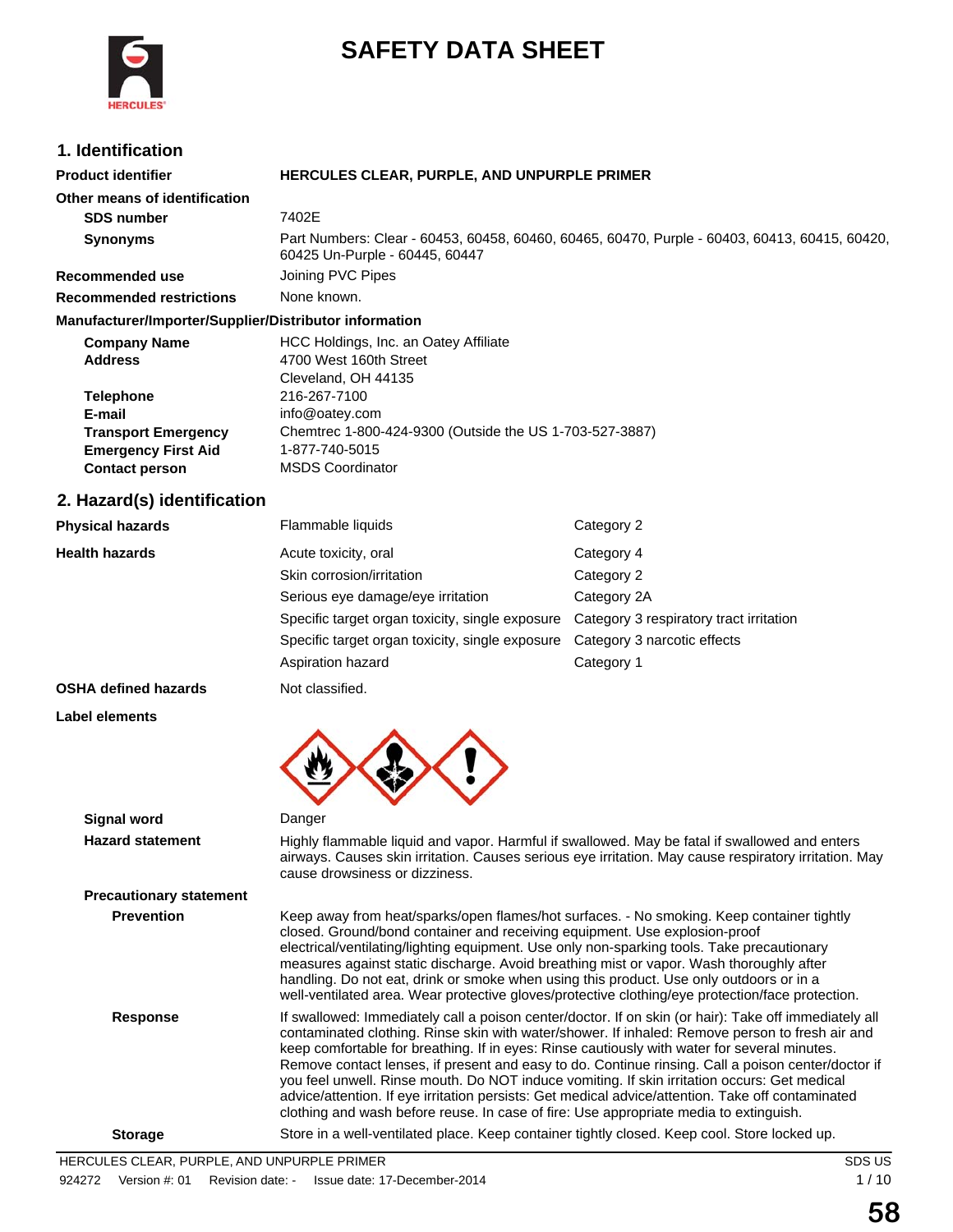# SAFETY DATA SHEET

## 1. Identification

| | |
|---|---|
| **Product identifier** | **HERCULES CLEAR, PURPLE, AND UNPURPLE PRIMER** |
| **Other means of identification** | |
| **SDS number** | 7402E |
| **Synonyms** | Part Numbers: Clear - 60453, 60458, 60460, 60465, 60470, Purple - 60403, 60413, 60415, 60420, 60425 Un-Purple - 60445, 60447 |
| **Recommended use** | Joining PVC Pipes |
| **Recommended restrictions** | None known. |

**Manufacturer/Importer/Supplier/Distributor information**

| | |
|---|---|
| **Company Name** | HCC Holdings, Inc. an Oatey Affiliate |
| **Address** | 4700 West 160th Street<br>Cleveland, OH 44135 |
| **Telephone** | 216-267-7100 |
| **E-mail** | info@oatey.com |
| **Transport Emergency** | Chemtrec 1-800-424-9300 (Outside the US 1-703-527-3887) |
| **Emergency First Aid** | 1-877-740-5015 |
| **Contact person** | MSDS Coordinator |

## 2. Hazard(s) identification

| | | |
|---|---|---|
| **Physical hazards** | Flammable liquids | Category 2 |
| **Health hazards** | Acute toxicity, oral | Category 4 |
| | Skin corrosion/irritation | Category 2 |
| | Serious eye damage/eye irritation | Category 2A |
| | Specific target organ toxicity, single exposure | Category 3 respiratory tract irritation |
| | Specific target organ toxicity, single exposure | Category 3 narcotic effects |
| | Aspiration hazard | Category 1 |
| **OSHA defined hazards** | Not classified. | |

**Label elements**

**Signal word** Danger

**Hazard statement** Highly flammable liquid and vapor. Harmful if swallowed. May be fatal if swallowed and enters airways. Causes skin irritation. Causes serious eye irritation. May cause respiratory irritation. May cause drowsiness or dizziness.

**Precautionary statement**

**Prevention** Keep away from heat/sparks/open flames/hot surfaces. - No smoking. Keep container tightly closed. Ground/bond container and receiving equipment. Use explosion-proof electrical/ventilating/lighting equipment. Use only non-sparking tools. Take precautionary measures against static discharge. Avoid breathing mist or vapor. Wash thoroughly after handling. Do not eat, drink or smoke when using this product. Use only outdoors or in a well-ventilated area. Wear protective gloves/protective clothing/eye protection/face protection.

**Response** If swallowed: Immediately call a poison center/doctor. If on skin (or hair): Take off immediately all contaminated clothing. Rinse skin with water/shower. If inhaled: Remove person to fresh air and keep comfortable for breathing. If in eyes: Rinse cautiously with water for several minutes. Remove contact lenses, if present and easy to do. Continue rinsing. Call a poison center/doctor if you feel unwell. Rinse mouth. Do NOT induce vomiting. If skin irritation occurs: Get medical advice/attention. If eye irritation persists: Get medical advice/attention. Take off contaminated clothing and wash before reuse. In case of fire: Use appropriate media to extinguish.

**Storage** Store in a well-ventilated place. Keep container tightly closed. Keep cool. Store locked up.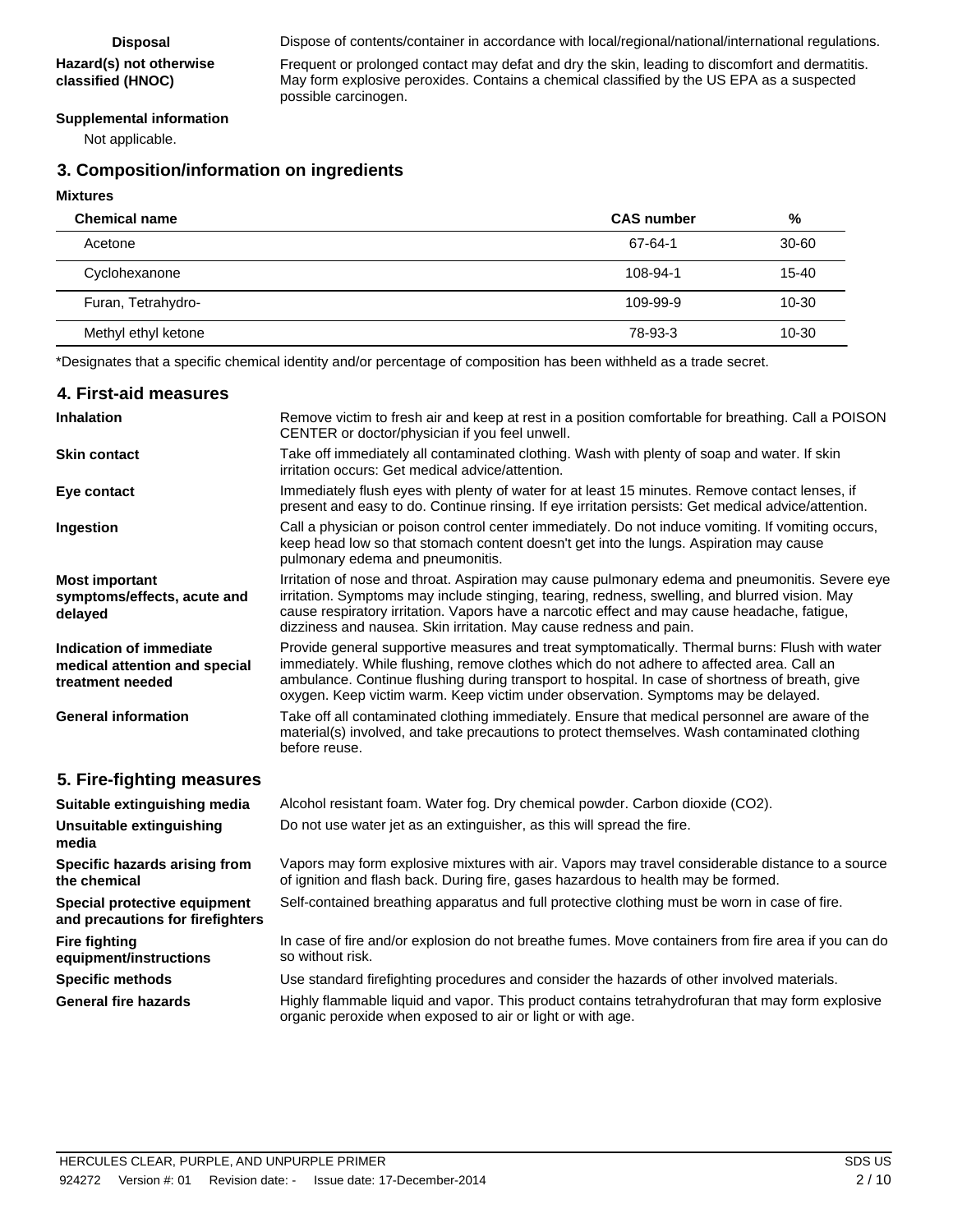**Disposal** Dispose of contents/container in accordance with local/regional/national/international regulations.

**Hazard(s) not otherwise classified (HNOC)** Frequent or prolonged contact may defat and dry the skin, leading to discomfort and dermatitis. May form explosive peroxides. Contains a chemical classified by the US EPA as a suspected possible carcinogen.

**Supplemental information**

Not applicable.

## 3. Composition/information on ingredients

**Mixtures**

| Chemical name | CAS number | % |
| --- | --- | --- |
| Acetone | 67-64-1 | 30-60 |
| Cyclohexanone | 108-94-1 | 15-40 |
| Furan, Tetrahydro- | 109-99-9 | 10-30 |
| Methyl ethyl ketone | 78-93-3 | 10-30 |

*Designates that a specific chemical identity and/or percentage of composition has been withheld as a trade secret.

## 4. First-aid measures

**Inhalation** Remove victim to fresh air and keep at rest in a position comfortable for breathing. Call a POISON CENTER or doctor/physician if you feel unwell.

**Skin contact** Take off immediately all contaminated clothing. Wash with plenty of soap and water. If skin irritation occurs: Get medical advice/attention.

**Eye contact** Immediately flush eyes with plenty of water for at least 15 minutes. Remove contact lenses, if present and easy to do. Continue rinsing. If eye irritation persists: Get medical advice/attention.

**Ingestion** Call a physician or poison control center immediately. Do not induce vomiting. If vomiting occurs, keep head low so that stomach content doesn't get into the lungs. Aspiration may cause pulmonary edema and pneumonitis.

**Most important symptoms/effects, acute and delayed** Irritation of nose and throat. Aspiration may cause pulmonary edema and pneumonitis. Severe eye irritation. Symptoms may include stinging, tearing, redness, swelling, and blurred vision. May cause respiratory irritation. Vapors have a narcotic effect and may cause headache, fatigue, dizziness and nausea. Skin irritation. May cause redness and pain.

**Indication of immediate medical attention and special treatment needed** Provide general supportive measures and treat symptomatically. Thermal burns: Flush with water immediately. While flushing, remove clothes which do not adhere to affected area. Call an ambulance. Continue flushing during transport to hospital. In case of shortness of breath, give oxygen. Keep victim warm. Keep victim under observation. Symptoms may be delayed.

**General information** Take off all contaminated clothing immediately. Ensure that medical personnel are aware of the material(s) involved, and take precautions to protect themselves. Wash contaminated clothing before reuse.

## 5. Fire-fighting measures

**Suitable extinguishing media** Alcohol resistant foam. Water fog. Dry chemical powder. Carbon dioxide ($CO_2$).

**Unsuitable extinguishing media** Do not use water jet as an extinguisher, as this will spread the fire.

**Specific hazards arising from the chemical** Vapors may form explosive mixtures with air. Vapors may travel considerable distance to a source of ignition and flash back. During fire, gases hazardous to health may be formed.

**Special protective equipment and precautions for firefighters** Self-contained breathing apparatus and full protective clothing must be worn in case of fire.

**Fire fighting equipment/instructions** In case of fire and/or explosion do not breathe fumes. Move containers from fire area if you can do so without risk.

**Specific methods** Use standard firefighting procedures and consider the hazards of other involved materials.

**General fire hazards** Highly flammable liquid and vapor. This product contains tetrahydrofuran that may form explosive organic peroxide when exposed to air or light or with age.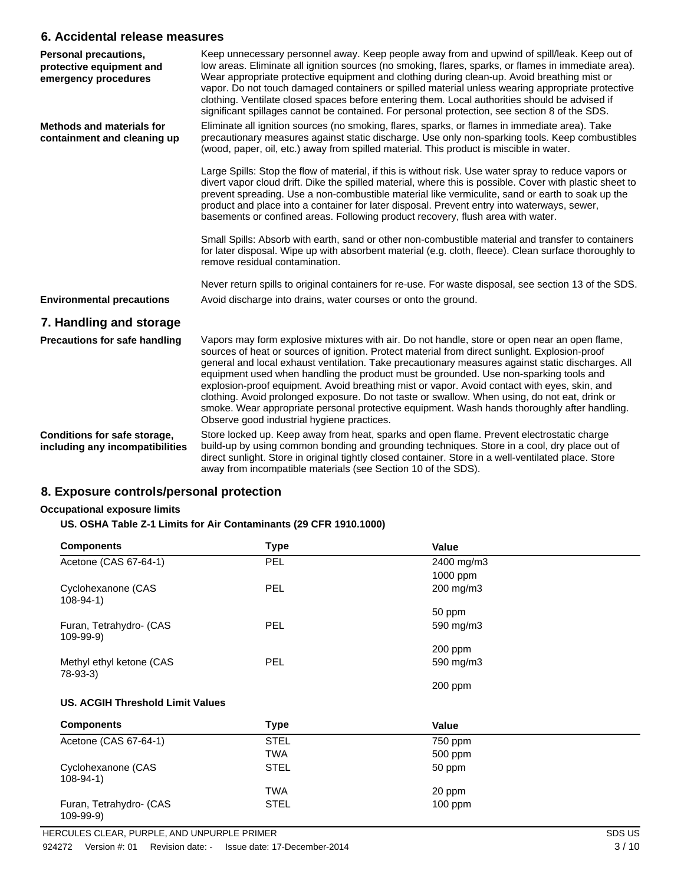## 6. Accidental release measures

**Personal precautions, protective equipment and emergency procedures**

Keep unnecessary personnel away. Keep people away from and upwind of spill/leak. Keep out of low areas. Eliminate all ignition sources (no smoking, flares, sparks, or flames in immediate area). Wear appropriate protective equipment and clothing during clean-up. Avoid breathing mist or vapor. Do not touch damaged containers or spilled material unless wearing appropriate protective clothing. Ventilate closed spaces before entering them. Local authorities should be advised if significant spillages cannot be contained. For personal protection, see section 8 of the SDS.

**Methods and materials for containment and cleaning up**

Eliminate all ignition sources (no smoking, flares, sparks, or flames in immediate area). Take precautionary measures against static discharge. Use only non-sparking tools. Keep combustibles (wood, paper, oil, etc.) away from spilled material. This product is miscible in water.

Large Spills: Stop the flow of material, if this is without risk. Use water spray to reduce vapors or divert vapor cloud drift. Dike the spilled material, where this is possible. Cover with plastic sheet to prevent spreading. Use a non-combustible material like vermiculite, sand or earth to soak up the product and place into a container for later disposal. Prevent entry into waterways, sewer, basements or confined areas. Following product recovery, flush area with water.

Small Spills: Absorb with earth, sand or other non-combustible material and transfer to containers for later disposal. Wipe up with absorbent material (e.g. cloth, fleece). Clean surface thoroughly to remove residual contamination.

Never return spills to original containers for re-use. For waste disposal, see section 13 of the SDS.

**Environmental precautions**

Avoid discharge into drains, water courses or onto the ground.

## 7. Handling and storage

**Precautions for safe handling**

Vapors may form explosive mixtures with air. Do not handle, store or open near an open flame, sources of heat or sources of ignition. Protect material from direct sunlight. Explosion-proof general and local exhaust ventilation. Take precautionary measures against static discharges. All equipment used when handling the product must be grounded. Use non-sparking tools and explosion-proof equipment. Avoid breathing mist or vapor. Avoid contact with eyes, skin, and clothing. Avoid prolonged exposure. Do not taste or swallow. When using, do not eat, drink or smoke. Wear appropriate personal protective equipment. Wash hands thoroughly after handling. Observe good industrial hygiene practices.

**Conditions for safe storage, including any incompatibilities**

Store locked up. Keep away from heat, sparks and open flame. Prevent electrostatic charge build-up by using common bonding and grounding techniques. Store in a cool, dry place out of direct sunlight. Store in original tightly closed container. Store in a well-ventilated place. Store away from incompatible materials (see Section 10 of the SDS).

## 8. Exposure controls/personal protection

**Occupational exposure limits**

**US. OSHA Table Z-1 Limits for Air Contaminants (29 CFR 1910.1000)**

| Components | Type | Value |
|---|---|---|
| Acetone (CAS 67-64-1) | PEL | 2400 mg/m3 |
| | | 1000 ppm |
| Cyclohexanone (CAS 108-94-1) | PEL | 200 mg/m3 |
| | | 50 ppm |
| Furan, Tetrahydro- (CAS 109-99-9) | PEL | 590 mg/m3 |
| | | 200 ppm |
| Methyl ethyl ketone (CAS 78-93-3) | PEL | 590 mg/m3 |
| | | 200 ppm |

**US. ACGIH Threshold Limit Values**

| Components | Type | Value |
|---|---|---|
| Acetone (CAS 67-64-1) | STEL | 750 ppm |
| | TWA | 500 ppm |
| Cyclohexanone (CAS 108-94-1) | STEL | 50 ppm |
| | TWA | 20 ppm |
| Furan, Tetrahydro- (CAS 109-99-9) | STEL | 100 ppm |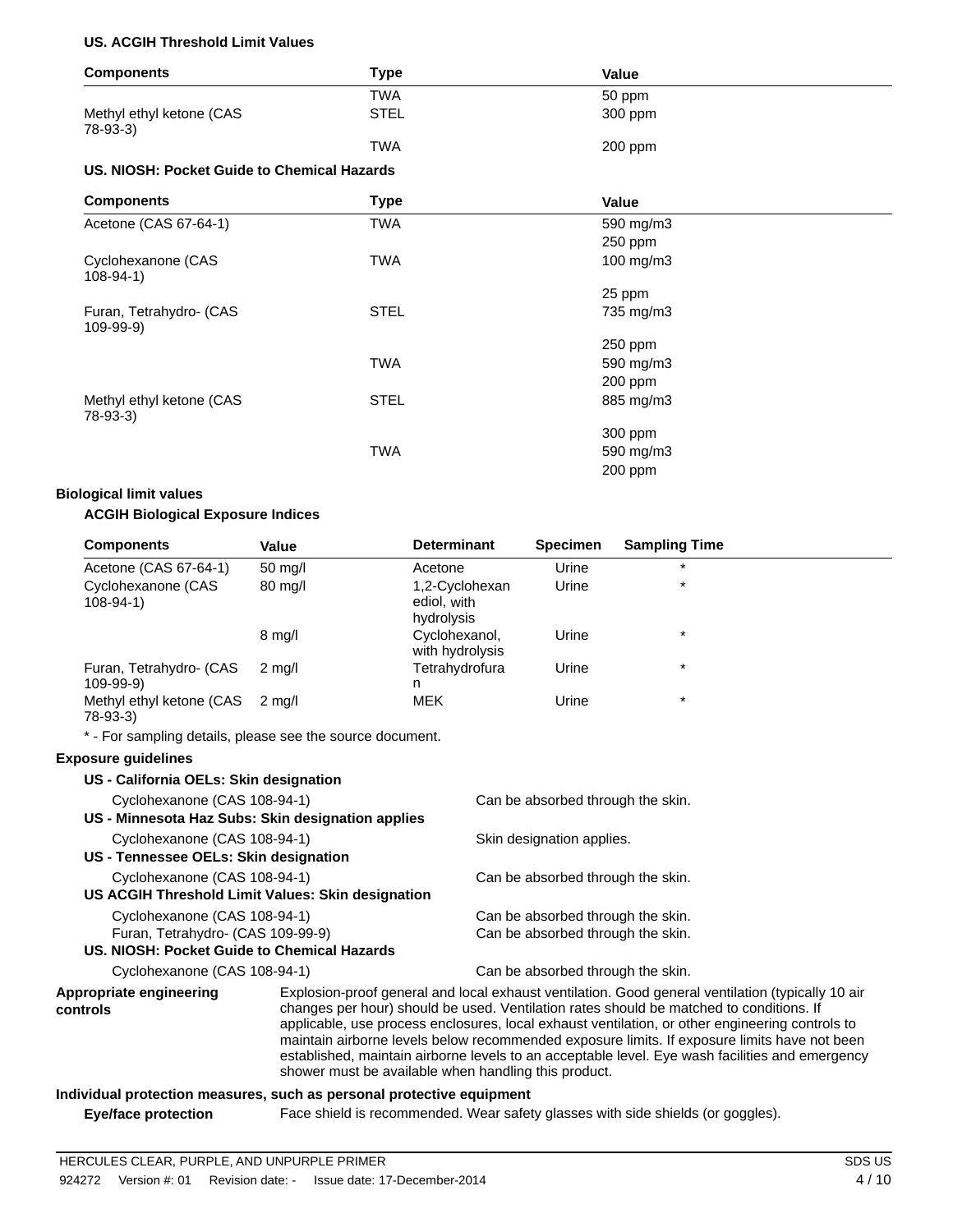**US. ACGIH Threshold Limit Values**

| Components | Type | Value |
|---|---|---|
| | TWA | 50 ppm |
| Methyl ethyl ketone (CAS 78-93-3) | STEL | 300 ppm |
| | TWA | 200 ppm |

**US. NIOSH: Pocket Guide to Chemical Hazards**

| Components | Type | Value |
|---|---|---|
| Acetone (CAS 67-64-1) | TWA | 590 mg/m3 |
| | | 250 ppm |
| Cyclohexanone (CAS 108-94-1) | TWA | 100 mg/m3 |
| | | 25 ppm |
| Furan, Tetrahydro- (CAS 109-99-9) | STEL | 735 mg/m3 |
| | | 250 ppm |
| | TWA | 590 mg/m3 |
| | | 200 ppm |
| Methyl ethyl ketone (CAS 78-93-3) | STEL | 885 mg/m3 |
| | | 300 ppm |
| | TWA | 590 mg/m3 |
| | | 200 ppm |

**Biological limit values**

**ACGIH Biological Exposure Indices**

| Components | Value | Determinant | Specimen | Sampling Time |
|---|---|---|---|---|
| Acetone (CAS 67-64-1) | 50 mg/l | Acetone | Urine | * |
| Cyclohexanone (CAS 108-94-1) | 80 mg/l | 1,2-Cyclohexanediol, with hydrolysis | Urine | * |
| | 8 mg/l | Cyclohexanol, with hydrolysis | Urine | * |
| Furan, Tetrahydro- (CAS 109-99-9) | 2 mg/l | Tetrahydrofuran | Urine | * |
| Methyl ethyl ketone (CAS 78-93-3) | 2 mg/l | MEK | Urine | * |

* - For sampling details, please see the source document.

**Exposure guidelines**

**US - California OELs: Skin designation**

Cyclohexanone (CAS 108-94-1) — Can be absorbed through the skin.

**US - Minnesota Haz Subs: Skin designation applies**

Cyclohexanone (CAS 108-94-1) — Skin designation applies.

**US - Tennessee OELs: Skin designation**

Cyclohexanone (CAS 108-94-1) — Can be absorbed through the skin.

**US ACGIH Threshold Limit Values: Skin designation**

Cyclohexanone (CAS 108-94-1) — Can be absorbed through the skin.
Furan, Tetrahydro- (CAS 109-99-9) — Can be absorbed through the skin.

**US. NIOSH: Pocket Guide to Chemical Hazards**

Cyclohexanone (CAS 108-94-1) — Can be absorbed through the skin.

**Appropriate engineering controls**

Explosion-proof general and local exhaust ventilation. Good general ventilation (typically 10 air changes per hour) should be used. Ventilation rates should be matched to conditions. If applicable, use process enclosures, local exhaust ventilation, or other engineering controls to maintain airborne levels below recommended exposure limits. If exposure limits have not been established, maintain airborne levels to an acceptable level. Eye wash facilities and emergency shower must be available when handling this product.

**Individual protection measures, such as personal protective equipment**

**Eye/face protection** Face shield is recommended. Wear safety glasses with side shields (or goggles).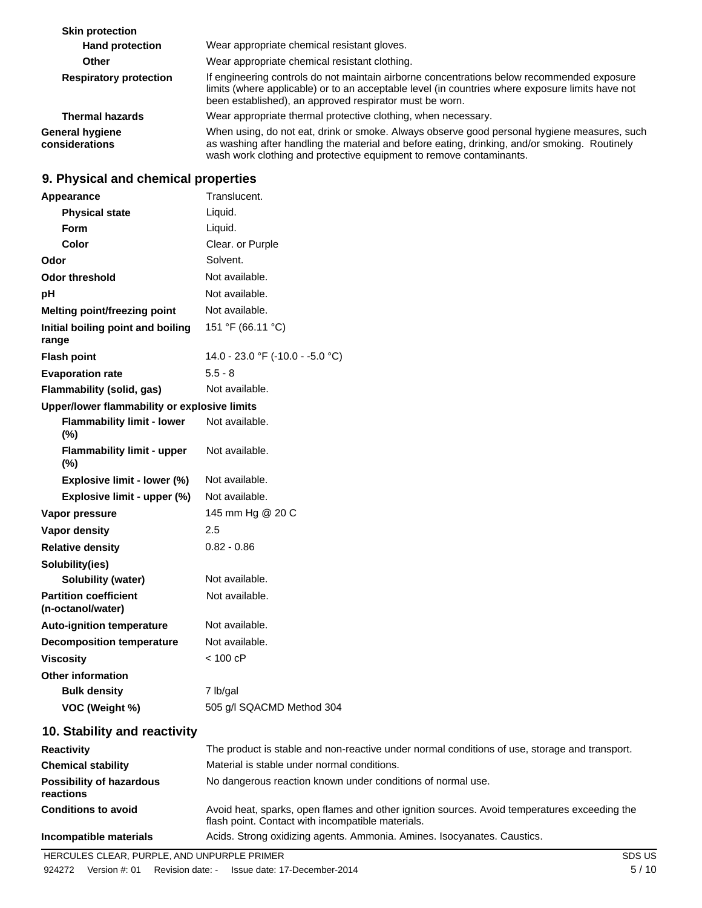| | |
|---|---|
| **Skin protection** | |
| **Hand protection** | Wear appropriate chemical resistant gloves. |
| **Other** | Wear appropriate chemical resistant clothing. |
| **Respiratory protection** | If engineering controls do not maintain airborne concentrations below recommended exposure limits (where applicable) or to an acceptable level (in countries where exposure limits have not been established), an approved respirator must be worn. |
| **Thermal hazards** | Wear appropriate thermal protective clothing, when necessary. |
| **General hygiene considerations** | When using, do not eat, drink or smoke. Always observe good personal hygiene measures, such as washing after handling the material and before eating, drinking, and/or smoking. Routinely wash work clothing and protective equipment to remove contaminants. |

## 9. Physical and chemical properties

| | |
|---|---|
| **Appearance** | Translucent. |
| **Physical state** | Liquid. |
| **Form** | Liquid. |
| **Color** | Clear. or Purple |
| **Odor** | Solvent. |
| **Odor threshold** | Not available. |
| **pH** | Not available. |
| **Melting point/freezing point** | Not available. |
| **Initial boiling point and boiling range** | 151 °F (66.11 °C) |
| **Flash point** | 14.0 - 23.0 °F (-10.0 - -5.0 °C) |
| **Evaporation rate** | 5.5 - 8 |
| **Flammability (solid, gas)** | Not available. |
| **Upper/lower flammability or explosive limits** | |
| **Flammability limit - lower (%)** | Not available. |
| **Flammability limit - upper (%)** | Not available. |
| **Explosive limit - lower (%)** | Not available. |
| **Explosive limit - upper (%)** | Not available. |
| **Vapor pressure** | 145 mm Hg @ 20 C |
| **Vapor density** | 2.5 |
| **Relative density** | 0.82 - 0.86 |
| **Solubility(ies)** | |
| **Solubility (water)** | Not available. |
| **Partition coefficient (n-octanol/water)** | Not available. |
| **Auto-ignition temperature** | Not available. |
| **Decomposition temperature** | Not available. |
| **Viscosity** | < 100 cP |
| **Other information** | |
| **Bulk density** | 7 lb/gal |
| **VOC (Weight %)** | 505 g/l SQACMD Method 304 |

## 10. Stability and reactivity

| | |
|---|---|
| **Reactivity** | The product is stable and non-reactive under normal conditions of use, storage and transport. |
| **Chemical stability** | Material is stable under normal conditions. |
| **Possibility of hazardous reactions** | No dangerous reaction known under conditions of normal use. |
| **Conditions to avoid** | Avoid heat, sparks, open flames and other ignition sources. Avoid temperatures exceeding the flash point. Contact with incompatible materials. |
| **Incompatible materials** | Acids. Strong oxidizing agents. Ammonia. Amines. Isocyanates. Caustics. |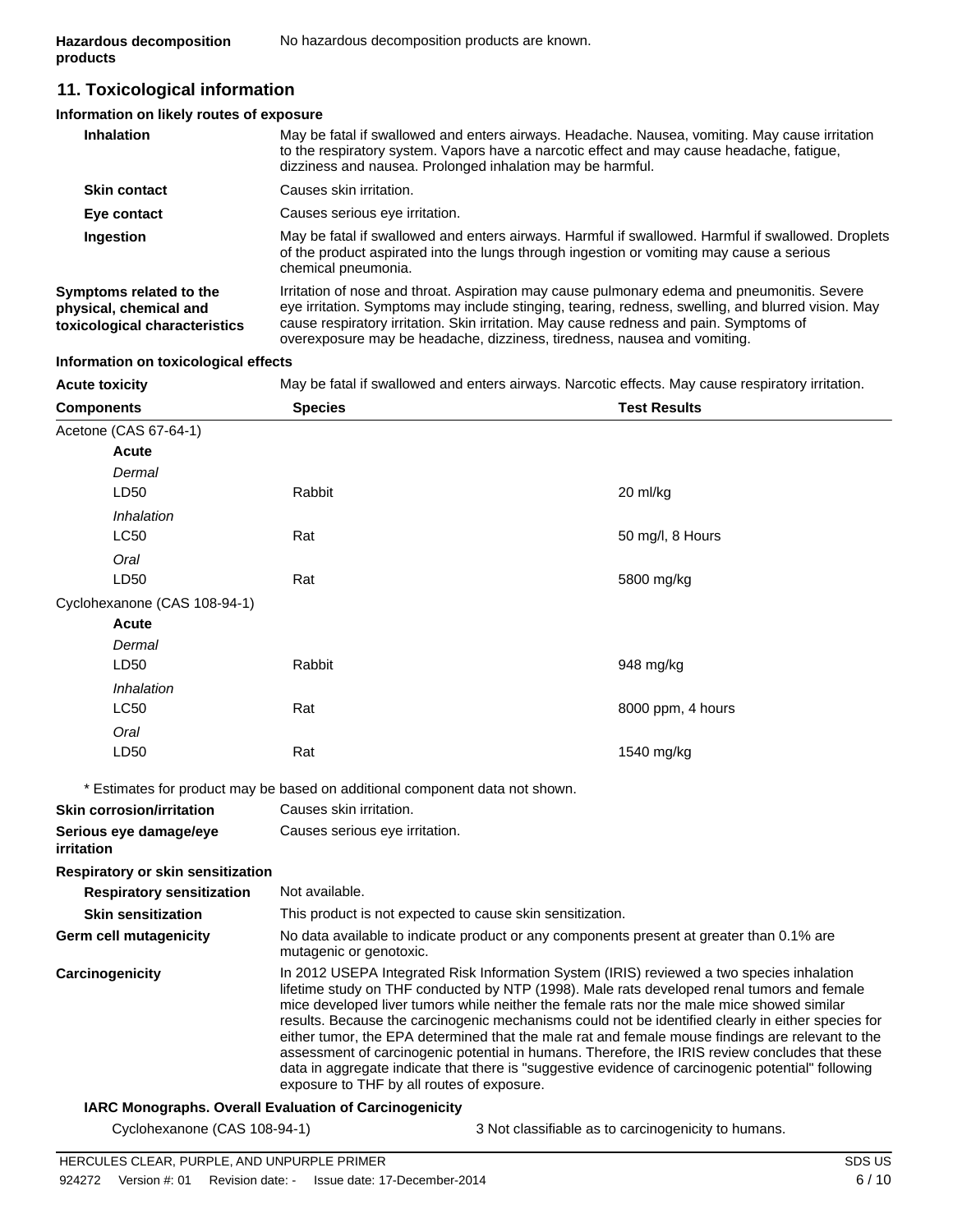**Hazardous decomposition products** No hazardous decomposition products are known.

## 11. Toxicological information

**Information on likely routes of exposure**

| | |
|---|---|
| **Inhalation** | May be fatal if swallowed and enters airways. Headache. Nausea, vomiting. May cause irritation to the respiratory system. Vapors have a narcotic effect and may cause headache, fatigue, dizziness and nausea. Prolonged inhalation may be harmful. |
| **Skin contact** | Causes skin irritation. |
| **Eye contact** | Causes serious eye irritation. |
| **Ingestion** | May be fatal if swallowed and enters airways. Harmful if swallowed. Harmful if swallowed. Droplets of the product aspirated into the lungs through ingestion or vomiting may cause a serious chemical pneumonia. |
| **Symptoms related to the physical, chemical and toxicological characteristics** | Irritation of nose and throat. Aspiration may cause pulmonary edema and pneumonitis. Severe eye irritation. Symptoms may include stinging, tearing, redness, swelling, and blurred vision. May cause respiratory irritation. Skin irritation. May cause redness and pain. Symptoms of overexposure may be headache, dizziness, tiredness, nausea and vomiting. |

**Information on toxicological effects**

**Acute toxicity** May be fatal if swallowed and enters airways. Narcotic effects. May cause respiratory irritation.

| Components | Species | Test Results |
|---|---|---|
| Acetone (CAS 67-64-1) | | |
| **Acute** | | |
| *Dermal* | | |
| LD50 | Rabbit | 20 ml/kg |
| *Inhalation* | | |
| LC50 | Rat | 50 mg/l, 8 Hours |
| *Oral* | | |
| LD50 | Rat | 5800 mg/kg |
| Cyclohexanone (CAS 108-94-1) | | |
| **Acute** | | |
| *Dermal* | | |
| LD50 | Rabbit | 948 mg/kg |
| *Inhalation* | | |
| LC50 | Rat | 8000 ppm, 4 hours |
| *Oral* | | |
| LD50 | Rat | 1540 mg/kg |

\* Estimates for product may be based on additional component data not shown.

| | |
|---|---|
| **Skin corrosion/irritation** | Causes skin irritation. |
| **Serious eye damage/eye irritation** | Causes serious eye irritation. |
| **Respiratory or skin sensitization** | |
| **Respiratory sensitization** | Not available. |
| **Skin sensitization** | This product is not expected to cause skin sensitization. |
| **Germ cell mutagenicity** | No data available to indicate product or any components present at greater than 0.1% are mutagenic or genotoxic. |
| **Carcinogenicity** | In 2012 USEPA Integrated Risk Information System (IRIS) reviewed a two species inhalation lifetime study on THF conducted by NTP (1998). Male rats developed renal tumors and female mice developed liver tumors while neither the female rats nor the male mice showed similar results. Because the carcinogenic mechanisms could not be identified clearly in either species for either tumor, the EPA determined that the male rat and female mouse findings are relevant to the assessment of carcinogenic potential in humans. Therefore, the IRIS review concludes that these data in aggregate indicate that there is "suggestive evidence of carcinogenic potential" following exposure to THF by all routes of exposure. |

**IARC Monographs. Overall Evaluation of Carcinogenicity**

Cyclohexanone (CAS 108-94-1) 3 Not classifiable as to carcinogenicity to humans.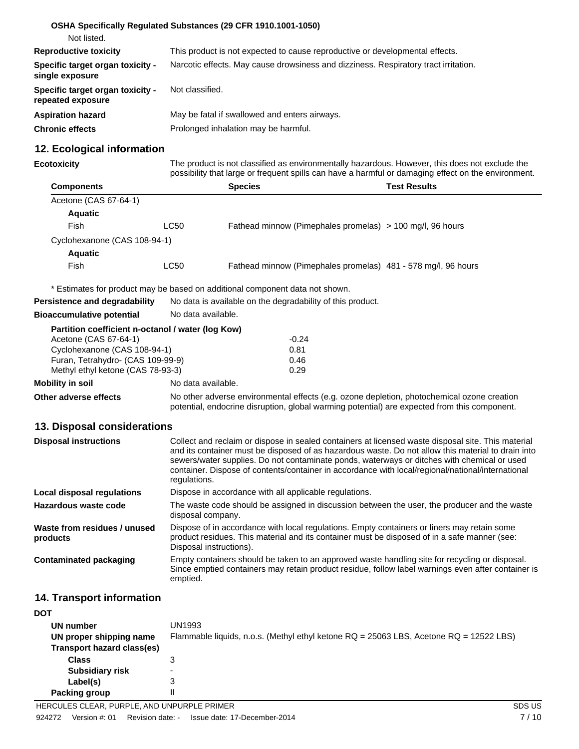**OSHA Specifically Regulated Substances (29 CFR 1910.1001-1050)**

Not listed.

**Reproductive toxicity** This product is not expected to cause reproductive or developmental effects.

**Specific target organ toxicity - single exposure** Narcotic effects. May cause drowsiness and dizziness. Respiratory tract irritation.

**Specific target organ toxicity - repeated exposure** Not classified.

**Aspiration hazard** May be fatal if swallowed and enters airways.

**Chronic effects** Prolonged inhalation may be harmful.

## 12. Ecological information

**Ecotoxicity** The product is not classified as environmentally hazardous. However, this does not exclude the possibility that large or frequent spills can have a harmful or damaging effect on the environment.

| Components | | Species | Test Results |
|---|---|---|---|
| Acetone (CAS 67-64-1) | | | |
| **Aquatic** | | | |
| Fish | LC50 | Fathead minnow (Pimephales promelas) | > 100 mg/l, 96 hours |
| Cyclohexanone (CAS 108-94-1) | | | |
| **Aquatic** | | | |
| Fish | LC50 | Fathead minnow (Pimephales promelas) | 481 - 578 mg/l, 96 hours |

\* Estimates for product may be based on additional component data not shown.

**Persistence and degradability** No data is available on the degradability of this product.

**Bioaccumulative potential** No data available.

**Partition coefficient n-octanol / water (log Kow)**

| | |
|---|---|
| Acetone (CAS 67-64-1) | -0.24 |
| Cyclohexanone (CAS 108-94-1) | 0.81 |
| Furan, Tetrahydro- (CAS 109-99-9) | 0.46 |
| Methyl ethyl ketone (CAS 78-93-3) | 0.29 |

**Mobility in soil** No data available.

**Other adverse effects** No other adverse environmental effects (e.g. ozone depletion, photochemical ozone creation potential, endocrine disruption, global warming potential) are expected from this component.

## 13. Disposal considerations

**Disposal instructions** Collect and reclaim or dispose in sealed containers at licensed waste disposal site. This material and its container must be disposed of as hazardous waste. Do not allow this material to drain into sewers/water supplies. Do not contaminate ponds, waterways or ditches with chemical or used container. Dispose of contents/container in accordance with local/regional/national/international regulations.

**Local disposal regulations** Dispose in accordance with all applicable regulations.

**Hazardous waste code** The waste code should be assigned in discussion between the user, the producer and the waste disposal company.

**Waste from residues / unused products** Dispose of in accordance with local regulations. Empty containers or liners may retain some product residues. This material and its container must be disposed of in a safe manner (see: Disposal instructions).

**Contaminated packaging** Empty containers should be taken to an approved waste handling site for recycling or disposal. Since emptied containers may retain product residue, follow label warnings even after container is emptied.

## 14. Transport information

**DOT**

**UN number** UN1993

**UN proper shipping name** Flammable liquids, n.o.s. (Methyl ethyl ketone RQ = 25063 LBS, Acetone RQ = 12522 LBS)

**Transport hazard class(es)**

**Class** 3

**Subsidiary risk** -

**Label(s)** 3

**Packing group** II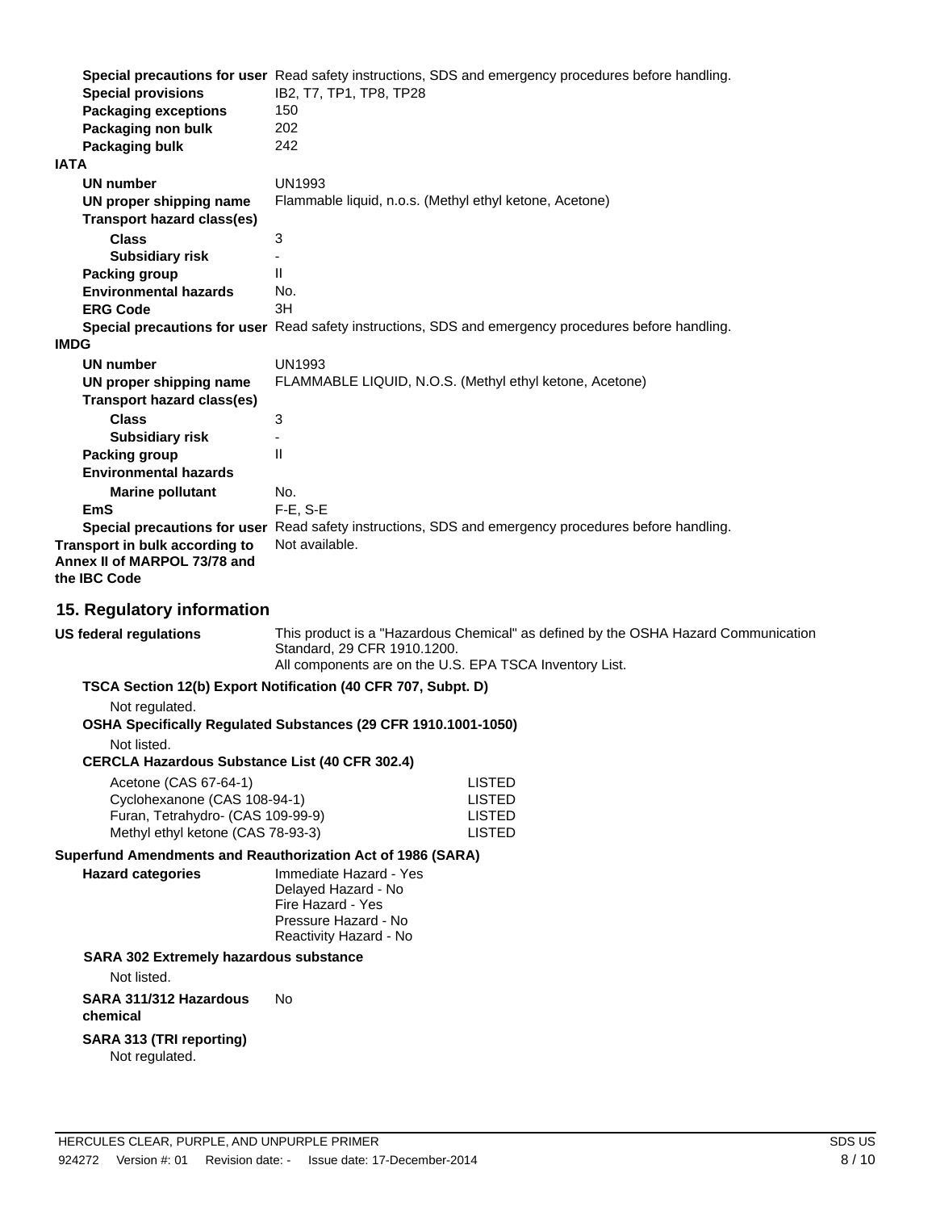**Special precautions for user** Read safety instructions, SDS and emergency procedures before handling.

**Special provisions** IB2, T7, TP1, TP8, TP28

**Packaging exceptions** 150

**Packaging non bulk** 202

**Packaging bulk** 242

**IATA**

**UN number** UN1993

**UN proper shipping name** Flammable liquid, n.o.s. (Methyl ethyl ketone, Acetone)

**Transport hazard class(es)**

**Class** 3

**Subsidiary risk** -

**Packing group** II

**Environmental hazards** No.

**ERG Code** 3H

**Special precautions for user** Read safety instructions, SDS and emergency procedures before handling.

**IMDG**

**UN number** UN1993

**UN proper shipping name** FLAMMABLE LIQUID, N.O.S. (Methyl ethyl ketone, Acetone)

**Transport hazard class(es)**

**Class** 3

**Subsidiary risk** -

**Packing group** II

**Environmental hazards**

**Marine pollutant** No.

**EmS** F-E, S-E

**Special precautions for user** Read safety instructions, SDS and emergency procedures before handling.

**Transport in bulk according to Annex II of MARPOL 73/78 and the IBC Code** Not available.

## 15. Regulatory information

**US federal regulations** This product is a "Hazardous Chemical" as defined by the OSHA Hazard Communication Standard, 29 CFR 1910.1200.
All components are on the U.S. EPA TSCA Inventory List.

**TSCA Section 12(b) Export Notification (40 CFR 707, Subpt. D)**

Not regulated.

**OSHA Specifically Regulated Substances (29 CFR 1910.1001-1050)**

Not listed.

**CERCLA Hazardous Substance List (40 CFR 302.4)**

| | |
|---|---|
| Acetone (CAS 67-64-1) | LISTED |
| Cyclohexanone (CAS 108-94-1) | LISTED |
| Furan, Tetrahydro- (CAS 109-99-9) | LISTED |
| Methyl ethyl ketone (CAS 78-93-3) | LISTED |

**Superfund Amendments and Reauthorization Act of 1986 (SARA)**

**Hazard categories**
Immediate Hazard - Yes
Delayed Hazard - No
Fire Hazard - Yes
Pressure Hazard - No
Reactivity Hazard - No

**SARA 302 Extremely hazardous substance**

Not listed.

**SARA 311/312 Hazardous chemical** No

**SARA 313 (TRI reporting)**

Not regulated.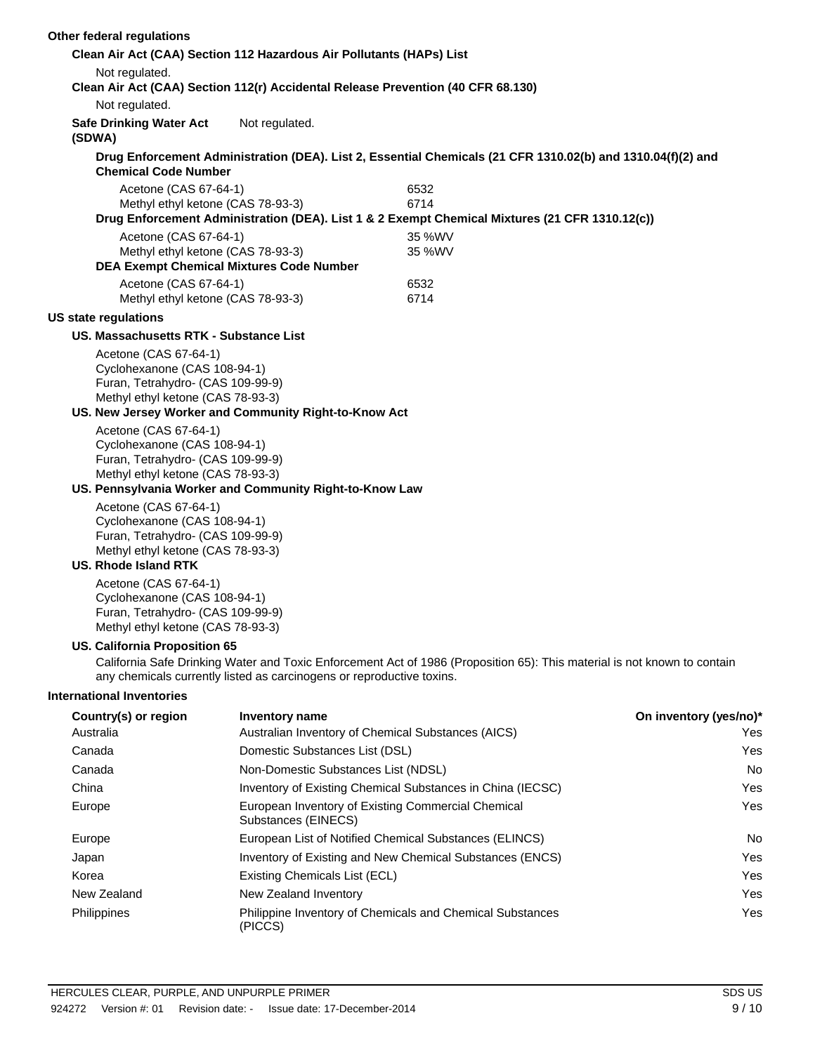**Other federal regulations**

**Clean Air Act (CAA) Section 112 Hazardous Air Pollutants (HAPs) List**

Not regulated.

**Clean Air Act (CAA) Section 112(r) Accidental Release Prevention (40 CFR 68.130)**

Not regulated.

**Safe Drinking Water Act (SDWA)** Not regulated.

**Drug Enforcement Administration (DEA). List 2, Essential Chemicals (21 CFR 1310.02(b) and 1310.04(f)(2) and Chemical Code Number**

| | |
|---|---|
| Acetone (CAS 67-64-1) | 6532 |
| Methyl ethyl ketone (CAS 78-93-3) | 6714 |

**Drug Enforcement Administration (DEA). List 1 & 2 Exempt Chemical Mixtures (21 CFR 1310.12(c))**

| | |
|---|---|
| Acetone (CAS 67-64-1) | 35 %WV |
| Methyl ethyl ketone (CAS 78-93-3) | 35 %WV |

**DEA Exempt Chemical Mixtures Code Number**

| | |
|---|---|
| Acetone (CAS 67-64-1) | 6532 |
| Methyl ethyl ketone (CAS 78-93-3) | 6714 |

**US state regulations**

**US. Massachusetts RTK - Substance List**

Acetone (CAS 67-64-1)
Cyclohexanone (CAS 108-94-1)
Furan, Tetrahydro- (CAS 109-99-9)
Methyl ethyl ketone (CAS 78-93-3)

**US. New Jersey Worker and Community Right-to-Know Act**

Acetone (CAS 67-64-1)
Cyclohexanone (CAS 108-94-1)
Furan, Tetrahydro- (CAS 109-99-9)
Methyl ethyl ketone (CAS 78-93-3)

**US. Pennsylvania Worker and Community Right-to-Know Law**

Acetone (CAS 67-64-1)
Cyclohexanone (CAS 108-94-1)
Furan, Tetrahydro- (CAS 109-99-9)
Methyl ethyl ketone (CAS 78-93-3)

**US. Rhode Island RTK**

Acetone (CAS 67-64-1)
Cyclohexanone (CAS 108-94-1)
Furan, Tetrahydro- (CAS 109-99-9)
Methyl ethyl ketone (CAS 78-93-3)

**US. California Proposition 65**

California Safe Drinking Water and Toxic Enforcement Act of 1986 (Proposition 65): This material is not known to contain any chemicals currently listed as carcinogens or reproductive toxins.

**International Inventories**

| Country(s) or region | Inventory name | On inventory (yes/no)* |
|---|---|---|
| Australia | Australian Inventory of Chemical Substances (AICS) | Yes |
| Canada | Domestic Substances List (DSL) | Yes |
| Canada | Non-Domestic Substances List (NDSL) | No |
| China | Inventory of Existing Chemical Substances in China (IECSC) | Yes |
| Europe | European Inventory of Existing Commercial Chemical Substances (EINECS) | Yes |
| Europe | European List of Notified Chemical Substances (ELINCS) | No |
| Japan | Inventory of Existing and New Chemical Substances (ENCS) | Yes |
| Korea | Existing Chemicals List (ECL) | Yes |
| New Zealand | New Zealand Inventory | Yes |
| Philippines | Philippine Inventory of Chemicals and Chemical Substances (PICCS) | Yes |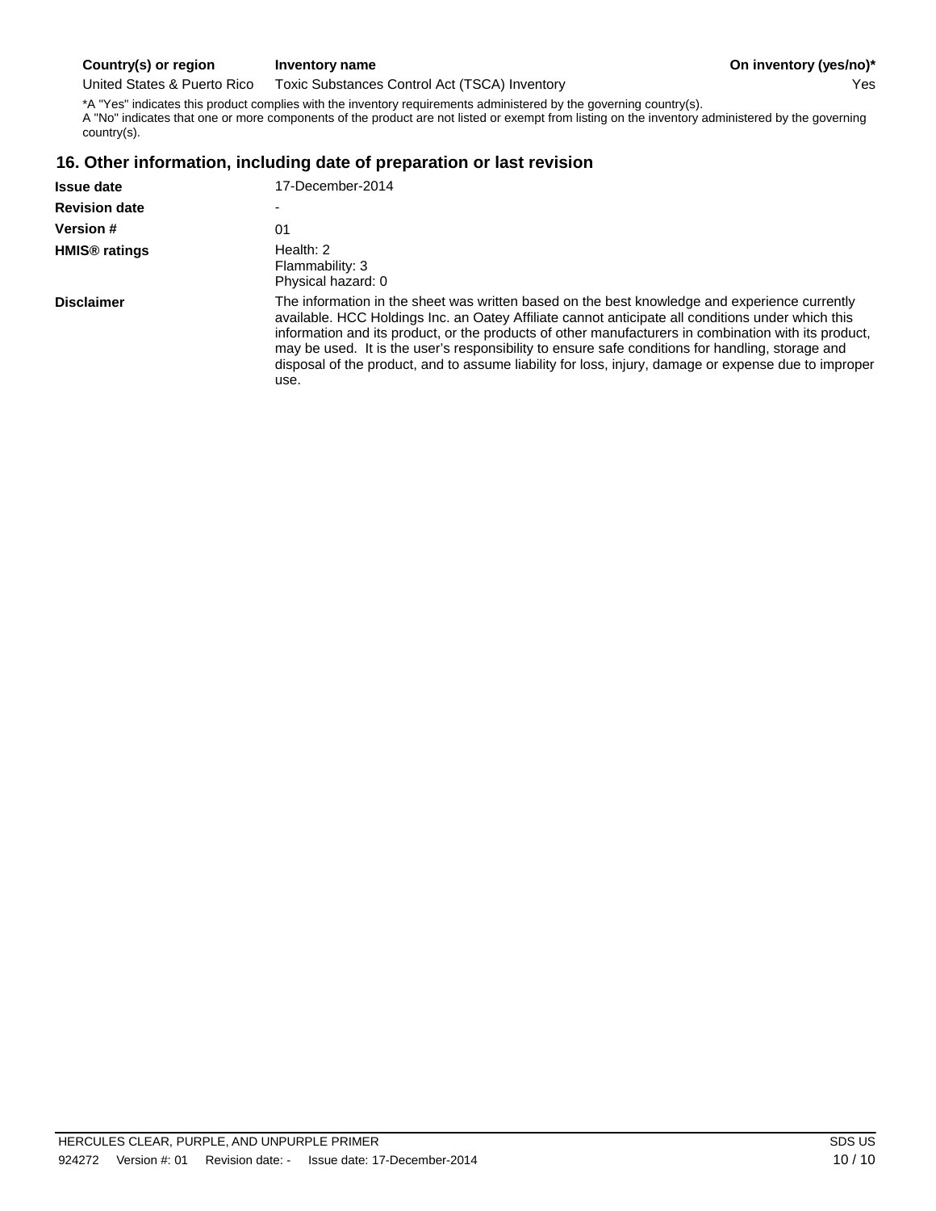| Country(s) or region | Inventory name | On inventory (yes/no)* |
| --- | --- | --- |
| United States & Puerto Rico | Toxic Substances Control Act (TSCA) Inventory | Yes |

*A "Yes" indicates this product complies with the inventory requirements administered by the governing country(s).
A "No" indicates that one or more components of the product are not listed or exempt from listing on the inventory administered by the governing country(s).

## 16. Other information, including date of preparation or last revision

| | |
| --- | --- |
| **Issue date** | 17-December-2014 |
| **Revision date** | - |
| **Version #** | 01 |
| **HMIS® ratings** | Health: 2<br>Flammability: 3<br>Physical hazard: 0 |
| **Disclaimer** | The information in the sheet was written based on the best knowledge and experience currently available. HCC Holdings Inc. an Oatey Affiliate cannot anticipate all conditions under which this information and its product, or the products of other manufacturers in combination with its product, may be used. It is the user's responsibility to ensure safe conditions for handling, storage and disposal of the product, and to assume liability for loss, injury, damage or expense due to improper use. |